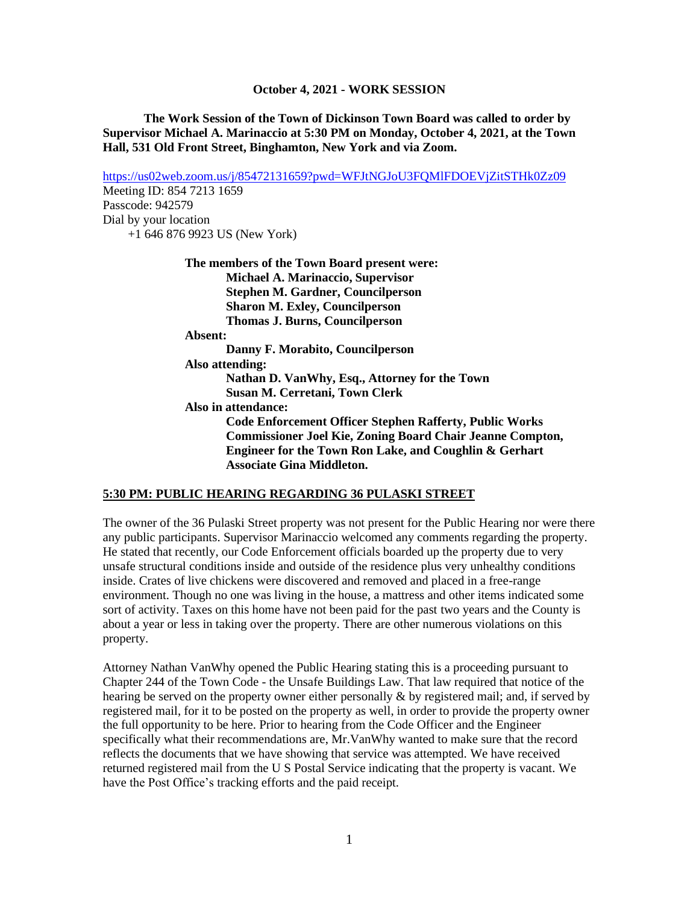**October 4, 2021 - WORK SESSION**

**The Work Session of the Town of Dickinson Town Board was called to order by Supervisor Michael A. Marinaccio at 5:30 PM on Monday, October 4, 2021, at the Town Hall, 531 Old Front Street, Binghamton, New York and via Zoom.**

https://us02web.zoom.us/j/85472131659?pwd=WFJtNGJoU3FQMlFDOEVjZitSTHk0Zz09
Meeting ID: 854 7213 1659
Passcode: 942579
Dial by your location
+1 646 876 9923 US (New York)

**The members of the Town Board present were:**
**Michael A. Marinaccio, Supervisor**
**Stephen M. Gardner, Councilperson**
**Sharon M. Exley, Councilperson**
**Thomas J. Burns, Councilperson**

**Absent:**
**Danny F. Morabito, Councilperson**

**Also attending:**
**Nathan D. VanWhy, Esq., Attorney for the Town**
**Susan M. Cerretani, Town Clerk**

**Also in attendance:**
**Code Enforcement Officer Stephen Rafferty, Public Works Commissioner Joel Kie, Zoning Board Chair Jeanne Compton, Engineer for the Town Ron Lake, and Coughlin & Gerhart Associate Gina Middleton.**

**5:30 PM: PUBLIC HEARING REGARDING 36 PULASKI STREET**

The owner of the 36 Pulaski Street property was not present for the Public Hearing nor were there any public participants. Supervisor Marinaccio welcomed any comments regarding the property. He stated that recently, our Code Enforcement officials boarded up the property due to very unsafe structural conditions inside and outside of the residence plus very unhealthy conditions inside. Crates of live chickens were discovered and removed and placed in a free-range environment. Though no one was living in the house, a mattress and other items indicated some sort of activity. Taxes on this home have not been paid for the past two years and the County is about a year or less in taking over the property. There are other numerous violations on this property.

Attorney Nathan VanWhy opened the Public Hearing stating this is a proceeding pursuant to Chapter 244 of the Town Code - the Unsafe Buildings Law. That law required that notice of the hearing be served on the property owner either personally & by registered mail; and, if served by registered mail, for it to be posted on the property as well, in order to provide the property owner the full opportunity to be here. Prior to hearing from the Code Officer and the Engineer specifically what their recommendations are, Mr.VanWhy wanted to make sure that the record reflects the documents that we have showing that service was attempted. We have received returned registered mail from the U S Postal Service indicating that the property is vacant. We have the Post Office's tracking efforts and the paid receipt.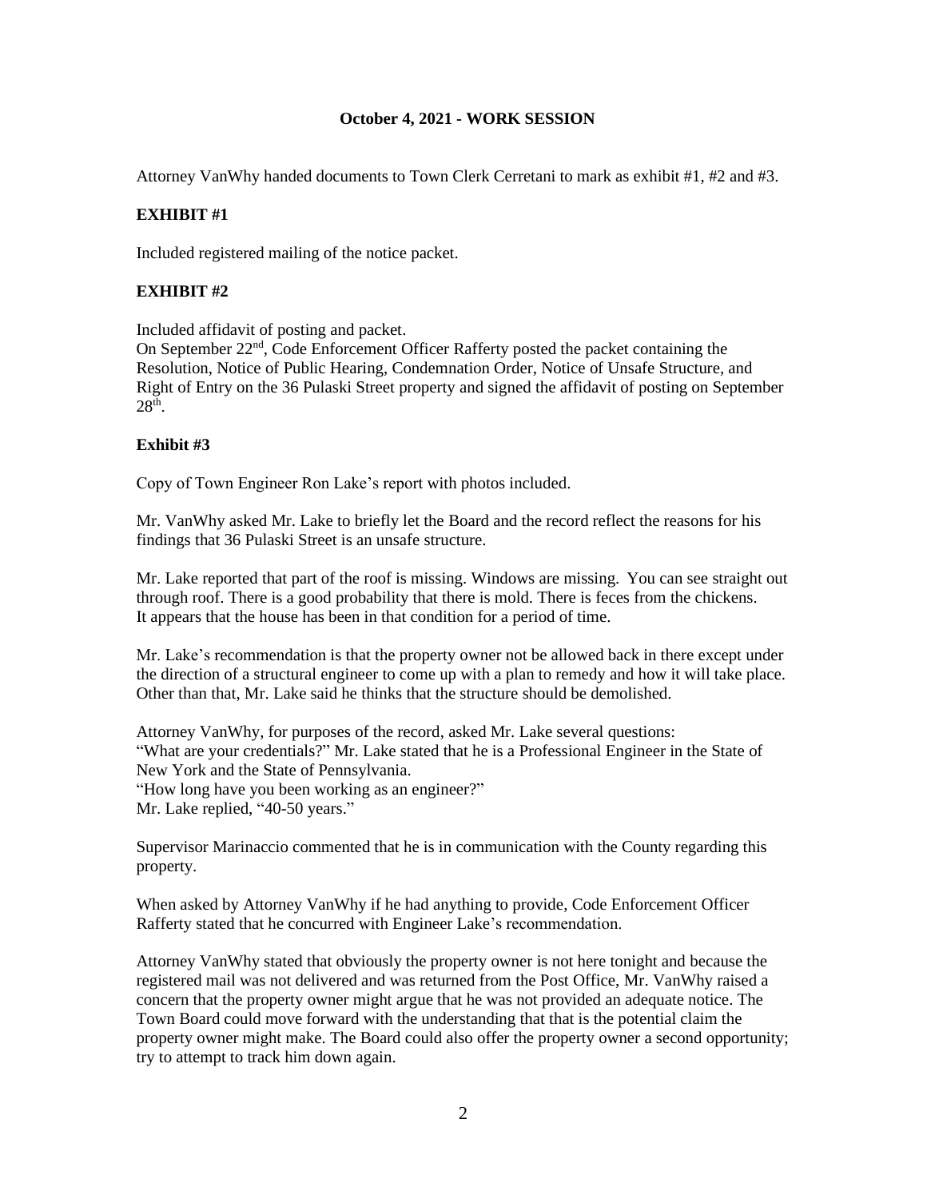**October 4, 2021 - WORK SESSION**

Attorney VanWhy handed documents to Town Clerk Cerretani to mark as exhibit #1, #2 and #3.

**EXHIBIT #1**

Included registered mailing of the notice packet.

**EXHIBIT #2**

Included affidavit of posting and packet.
On September 22nd, Code Enforcement Officer Rafferty posted the packet containing the Resolution, Notice of Public Hearing, Condemnation Order, Notice of Unsafe Structure, and Right of Entry on the 36 Pulaski Street property and signed the affidavit of posting on September 28th.

**Exhibit #3**

Copy of Town Engineer Ron Lake's report with photos included.

Mr. VanWhy asked Mr. Lake to briefly let the Board and the record reflect the reasons for his findings that 36 Pulaski Street is an unsafe structure.

Mr. Lake reported that part of the roof is missing. Windows are missing. You can see straight out through roof. There is a good probability that there is mold. There is feces from the chickens. It appears that the house has been in that condition for a period of time.

Mr. Lake's recommendation is that the property owner not be allowed back in there except under the direction of a structural engineer to come up with a plan to remedy and how it will take place. Other than that, Mr. Lake said he thinks that the structure should be demolished.

Attorney VanWhy, for purposes of the record, asked Mr. Lake several questions:
"What are your credentials?" Mr. Lake stated that he is a Professional Engineer in the State of New York and the State of Pennsylvania.
"How long have you been working as an engineer?"
Mr. Lake replied, "40-50 years."

Supervisor Marinaccio commented that he is in communication with the County regarding this property.

When asked by Attorney VanWhy if he had anything to provide, Code Enforcement Officer Rafferty stated that he concurred with Engineer Lake's recommendation.

Attorney VanWhy stated that obviously the property owner is not here tonight and because the registered mail was not delivered and was returned from the Post Office, Mr. VanWhy raised a concern that the property owner might argue that he was not provided an adequate notice. The Town Board could move forward with the understanding that that is the potential claim the property owner might make. The Board could also offer the property owner a second opportunity; try to attempt to track him down again.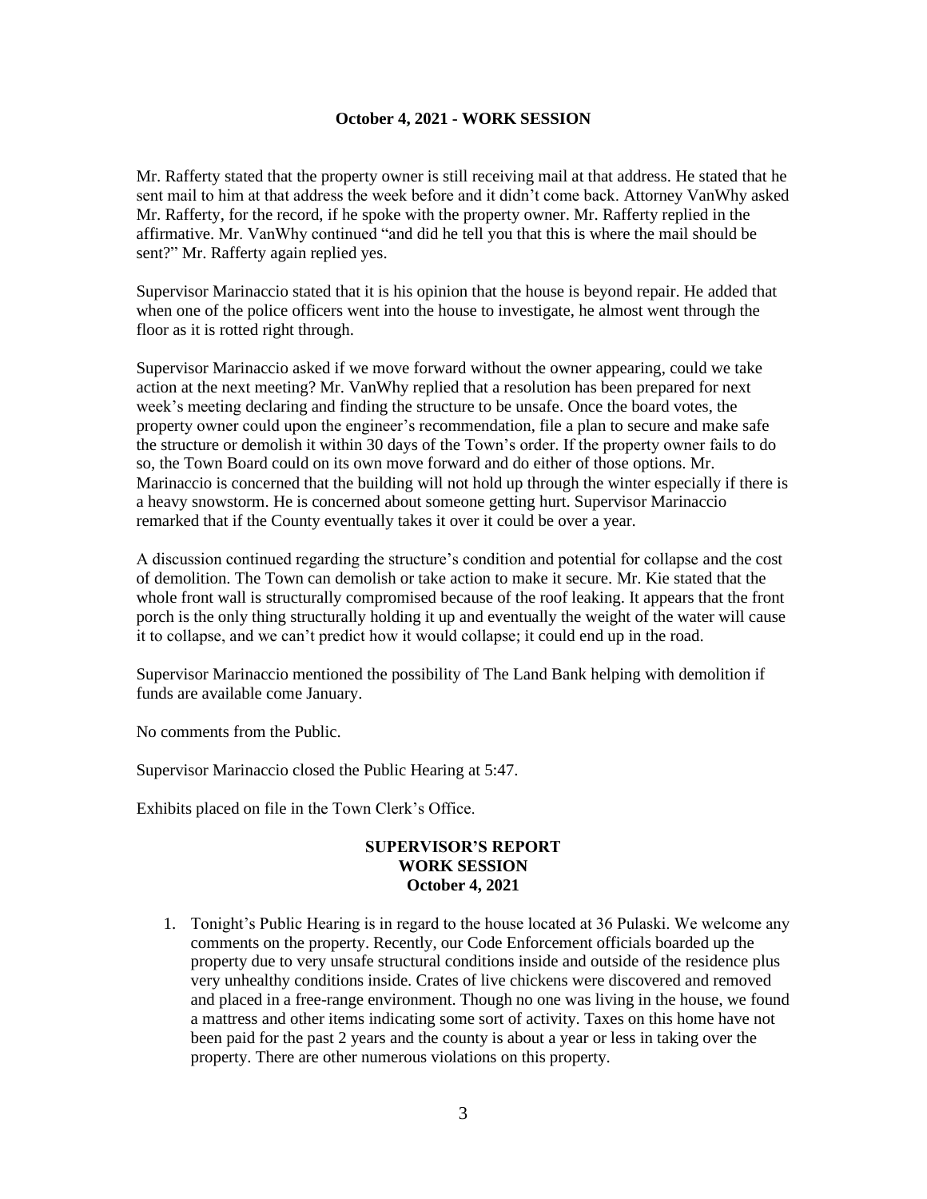**October 4, 2021 - WORK SESSION**

Mr. Rafferty stated that the property owner is still receiving mail at that address. He stated that he sent mail to him at that address the week before and it didn't come back. Attorney VanWhy asked Mr. Rafferty, for the record, if he spoke with the property owner. Mr. Rafferty replied in the affirmative. Mr. VanWhy continued "and did he tell you that this is where the mail should be sent?" Mr. Rafferty again replied yes.

Supervisor Marinaccio stated that it is his opinion that the house is beyond repair. He added that when one of the police officers went into the house to investigate, he almost went through the floor as it is rotted right through.

Supervisor Marinaccio asked if we move forward without the owner appearing, could we take action at the next meeting? Mr. VanWhy replied that a resolution has been prepared for next week's meeting declaring and finding the structure to be unsafe. Once the board votes, the property owner could upon the engineer's recommendation, file a plan to secure and make safe the structure or demolish it within 30 days of the Town's order. If the property owner fails to do so, the Town Board could on its own move forward and do either of those options. Mr. Marinaccio is concerned that the building will not hold up through the winter especially if there is a heavy snowstorm. He is concerned about someone getting hurt. Supervisor Marinaccio remarked that if the County eventually takes it over it could be over a year.

A discussion continued regarding the structure's condition and potential for collapse and the cost of demolition. The Town can demolish or take action to make it secure. Mr. Kie stated that the whole front wall is structurally compromised because of the roof leaking. It appears that the front porch is the only thing structurally holding it up and eventually the weight of the water will cause it to collapse, and we can't predict how it would collapse; it could end up in the road.

Supervisor Marinaccio mentioned the possibility of The Land Bank helping with demolition if funds are available come January.

No comments from the Public.

Supervisor Marinaccio closed the Public Hearing at 5:47.

Exhibits placed on file in the Town Clerk's Office.

**SUPERVISOR'S REPORT**
**WORK SESSION**
**October 4, 2021**

1. Tonight's Public Hearing is in regard to the house located at 36 Pulaski. We welcome any comments on the property. Recently, our Code Enforcement officials boarded up the property due to very unsafe structural conditions inside and outside of the residence plus very unhealthy conditions inside. Crates of live chickens were discovered and removed and placed in a free-range environment. Though no one was living in the house, we found a mattress and other items indicating some sort of activity. Taxes on this home have not been paid for the past 2 years and the county is about a year or less in taking over the property. There are other numerous violations on this property.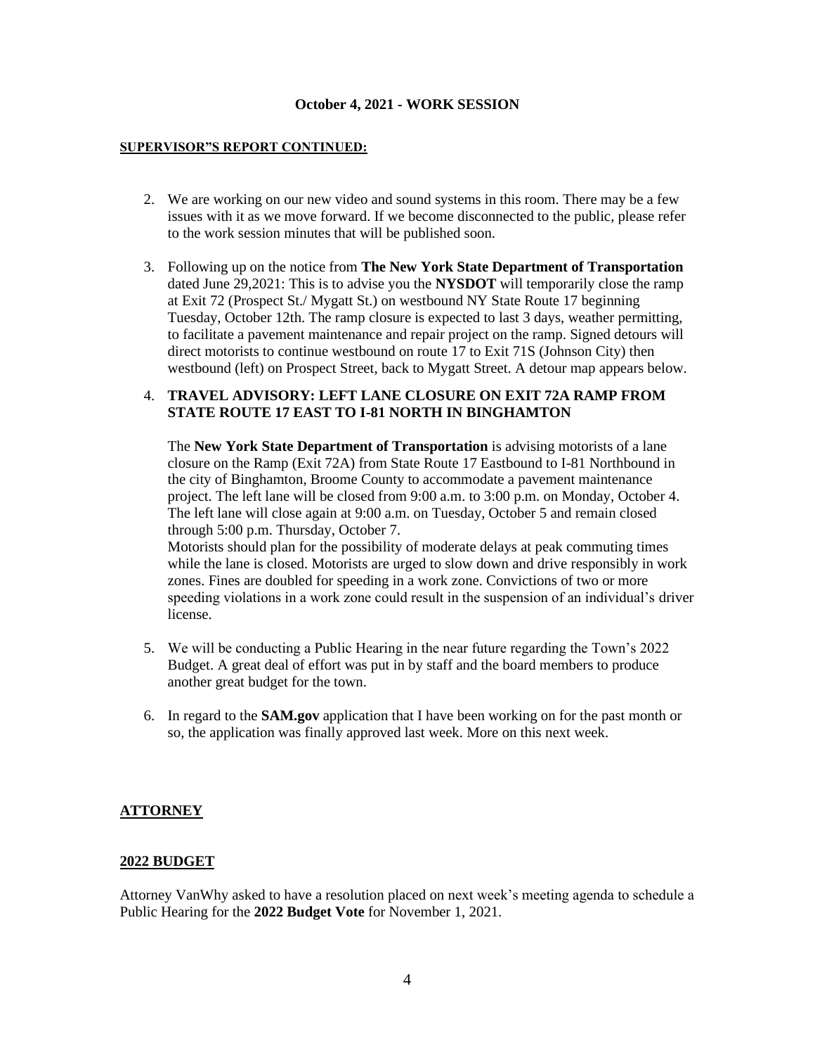**October 4, 2021 - WORK SESSION**

**SUPERVISOR"S REPORT CONTINUED:**

2. We are working on our new video and sound systems in this room. There may be a few issues with it as we move forward. If we become disconnected to the public, please refer to the work session minutes that will be published soon.

3. Following up on the notice from **The New York State Department of Transportation** dated June 29,2021: This is to advise you the **NYSDOT** will temporarily close the ramp at Exit 72 (Prospect St./ Mygatt St.) on westbound NY State Route 17 beginning Tuesday, October 12th. The ramp closure is expected to last 3 days, weather permitting, to facilitate a pavement maintenance and repair project on the ramp. Signed detours will direct motorists to continue westbound on route 17 to Exit 71S (Johnson City) then westbound (left) on Prospect Street, back to Mygatt Street. A detour map appears below.

4. **TRAVEL ADVISORY: LEFT LANE CLOSURE ON EXIT 72A RAMP FROM STATE ROUTE 17 EAST TO I-81 NORTH IN BINGHAMTON**

   The **New York State Department of Transportation** is advising motorists of a lane closure on the Ramp (Exit 72A) from State Route 17 Eastbound to I-81 Northbound in the city of Binghamton, Broome County to accommodate a pavement maintenance project. The left lane will be closed from 9:00 a.m. to 3:00 p.m. on Monday, October 4. The left lane will close again at 9:00 a.m. on Tuesday, October 5 and remain closed through 5:00 p.m. Thursday, October 7.
   Motorists should plan for the possibility of moderate delays at peak commuting times while the lane is closed. Motorists are urged to slow down and drive responsibly in work zones. Fines are doubled for speeding in a work zone. Convictions of two or more speeding violations in a work zone could result in the suspension of an individual's driver license.

5. We will be conducting a Public Hearing in the near future regarding the Town's 2022 Budget. A great deal of effort was put in by staff and the board members to produce another great budget for the town.

6. In regard to the **SAM.gov** application that I have been working on for the past month or so, the application was finally approved last week. More on this next week.

## ATTORNEY

## 2022 BUDGET

Attorney VanWhy asked to have a resolution placed on next week's meeting agenda to schedule a Public Hearing for the **2022 Budget Vote** for November 1, 2021.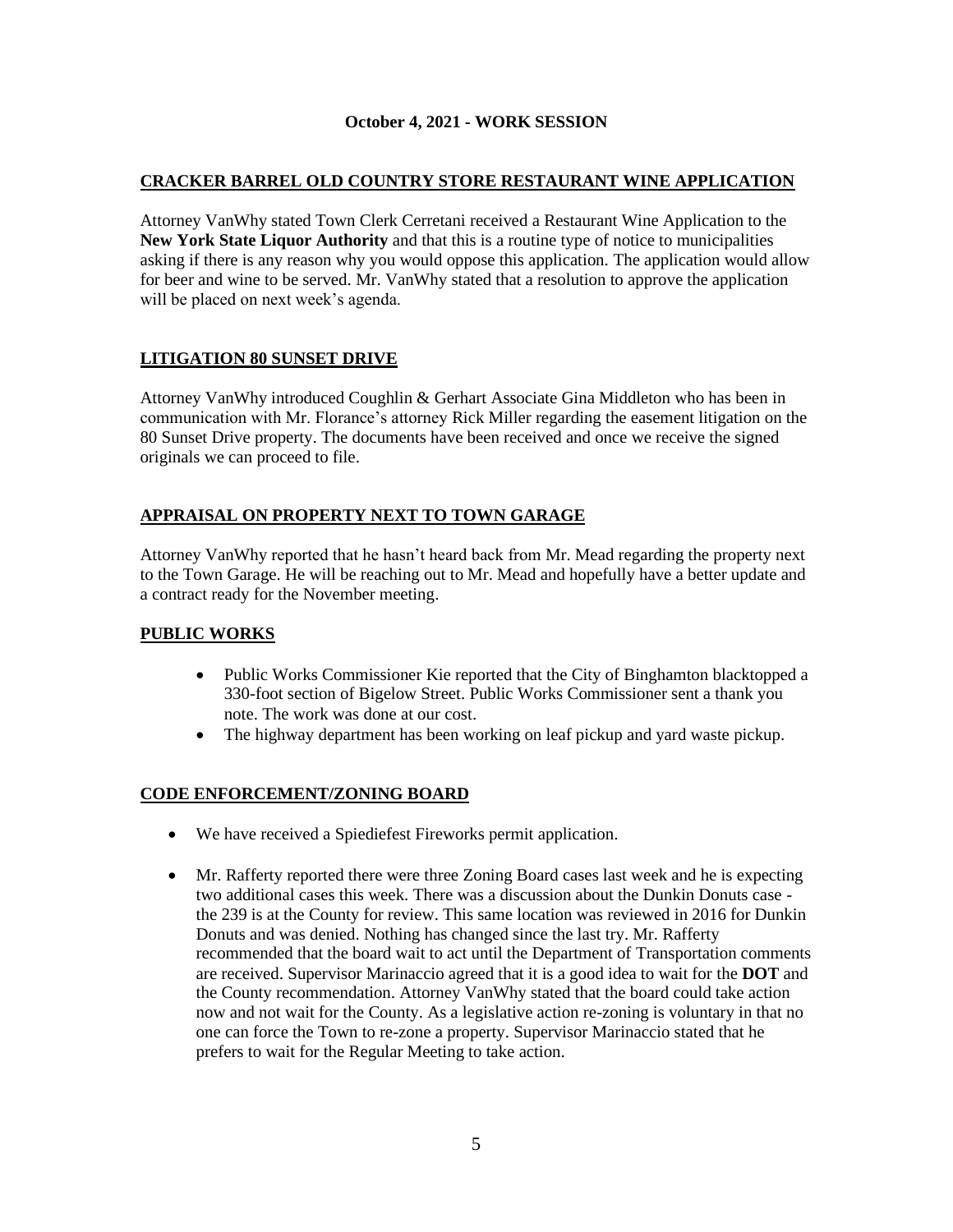## October 4, 2021 - WORK SESSION

### CRACKER BARREL OLD COUNTRY STORE RESTAURANT WINE APPLICATION

Attorney VanWhy stated Town Clerk Cerretani received a Restaurant Wine Application to the **New York State Liquor Authority** and that this is a routine type of notice to municipalities asking if there is any reason why you would oppose this application. The application would allow for beer and wine to be served. Mr. VanWhy stated that a resolution to approve the application will be placed on next week's agenda.

### LITIGATION 80 SUNSET DRIVE

Attorney VanWhy introduced Coughlin & Gerhart Associate Gina Middleton who has been in communication with Mr. Florance's attorney Rick Miller regarding the easement litigation on the 80 Sunset Drive property. The documents have been received and once we receive the signed originals we can proceed to file.

### APPRAISAL ON PROPERTY NEXT TO TOWN GARAGE

Attorney VanWhy reported that he hasn't heard back from Mr. Mead regarding the property next to the Town Garage. He will be reaching out to Mr. Mead and hopefully have a better update and a contract ready for the November meeting.

### PUBLIC WORKS

- Public Works Commissioner Kie reported that the City of Binghamton blacktopped a 330-foot section of Bigelow Street. Public Works Commissioner sent a thank you note. The work was done at our cost.
- The highway department has been working on leaf pickup and yard waste pickup.

### CODE ENFORCEMENT/ZONING BOARD

- We have received a Spiediefest Fireworks permit application.
- Mr. Rafferty reported there were three Zoning Board cases last week and he is expecting two additional cases this week. There was a discussion about the Dunkin Donuts case - the 239 is at the County for review. This same location was reviewed in 2016 for Dunkin Donuts and was denied. Nothing has changed since the last try. Mr. Rafferty recommended that the board wait to act until the Department of Transportation comments are received. Supervisor Marinaccio agreed that it is a good idea to wait for the **DOT** and the County recommendation. Attorney VanWhy stated that the board could take action now and not wait for the County. As a legislative action re-zoning is voluntary in that no one can force the Town to re-zone a property. Supervisor Marinaccio stated that he prefers to wait for the Regular Meeting to take action.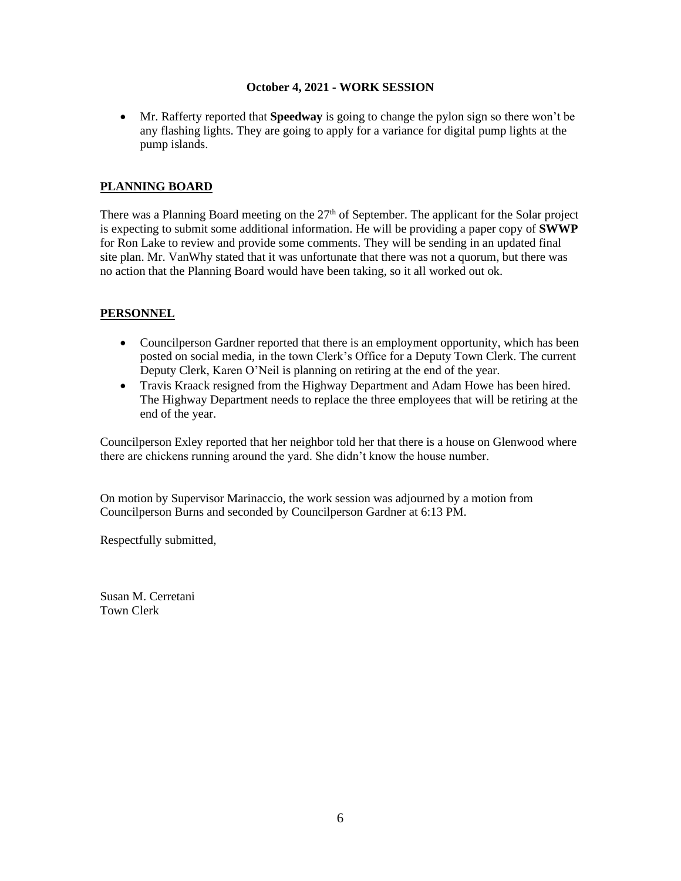**October 4, 2021 - WORK SESSION**

- Mr. Rafferty reported that **Speedway** is going to change the pylon sign so there won't be any flashing lights. They are going to apply for a variance for digital pump lights at the pump islands.

**PLANNING BOARD**

There was a Planning Board meeting on the 27th of September. The applicant for the Solar project is expecting to submit some additional information. He will be providing a paper copy of **SWWP** for Ron Lake to review and provide some comments. They will be sending in an updated final site plan. Mr. VanWhy stated that it was unfortunate that there was not a quorum, but there was no action that the Planning Board would have been taking, so it all worked out ok.

**PERSONNEL**

- Councilperson Gardner reported that there is an employment opportunity, which has been posted on social media, in the town Clerk's Office for a Deputy Town Clerk. The current Deputy Clerk, Karen O'Neil is planning on retiring at the end of the year.
- Travis Kraack resigned from the Highway Department and Adam Howe has been hired. The Highway Department needs to replace the three employees that will be retiring at the end of the year.

Councilperson Exley reported that her neighbor told her that there is a house on Glenwood where there are chickens running around the yard. She didn't know the house number.

On motion by Supervisor Marinaccio, the work session was adjourned by a motion from Councilperson Burns and seconded by Councilperson Gardner at 6:13 PM.

Respectfully submitted,

Susan M. Cerretani
Town Clerk